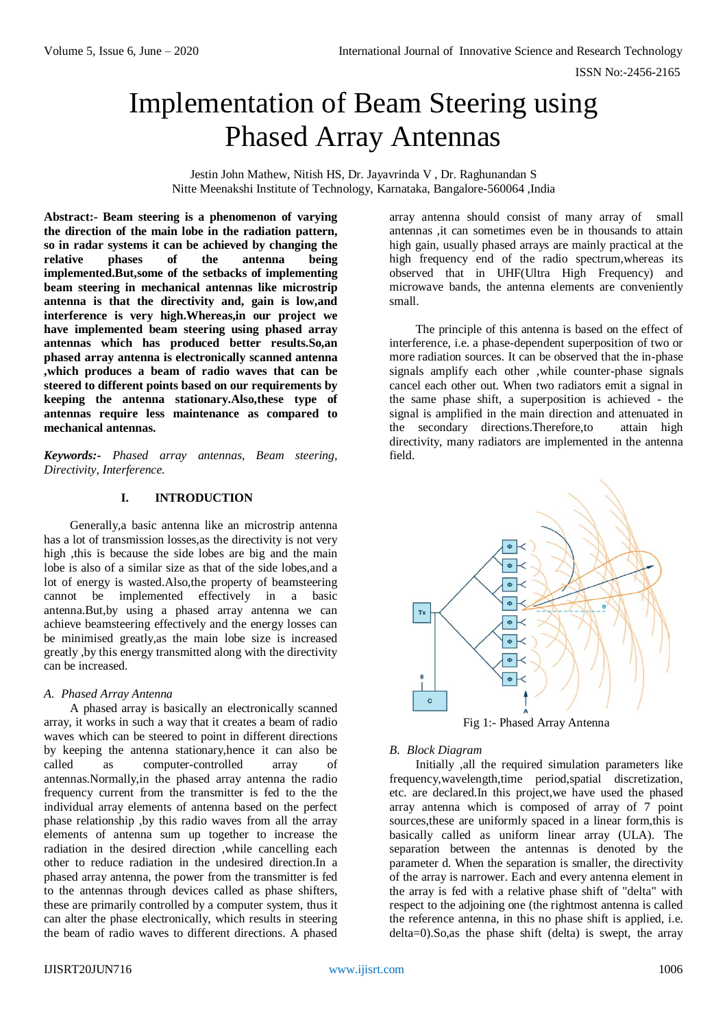# Implementation of Beam Steering using Phased Array Antennas

Jestin John Mathew, Nitish HS, Dr. Jayavrinda V , Dr. Raghunandan S
Nitte Meenakshi Institute of Technology, Karnataka, Bangalore-560064 ,India

**Abstract:- Beam steering is a phenomenon of varying the direction of the main lobe in the radiation pattern, so in radar systems it can be achieved by changing the relative phases of the antenna being implemented.But,some of the setbacks of implementing beam steering in mechanical antennas like microstrip antenna is that the directivity and, gain is low,and interference is very high.Whereas,in our project we have implemented beam steering using phased array antennas which has produced better results.So,an phased array antenna is electronically scanned antenna ,which produces a beam of radio waves that can be steered to different points based on our requirements by keeping the antenna stationary.Also,these type of antennas require less maintenance as compared to mechanical antennas.**

***Keywords:-*** *Phased array antennas, Beam steering, Directivity, Interference.*

## I. INTRODUCTION

Generally,a basic antenna like an microstrip antenna has a lot of transmission losses,as the directivity is not very high ,this is because the side lobes are big and the main lobe is also of a similar size as that of the side lobes,and a lot of energy is wasted.Also,the property of beamsteering cannot be implemented effectively in a basic antenna.But,by using a phased array antenna we can achieve beamsteering effectively and the energy losses can be minimised greatly,as the main lobe size is increased greatly ,by this energy transmitted along with the directivity can be increased.

### *A. Phased Array Antenna*

A phased array is basically an electronically scanned array, it works in such a way that it creates a beam of radio waves which can be steered to point in different directions by keeping the antenna stationary,hence it can also be called as computer-controlled array of antennas.Normally,in the phased array antenna the radio frequency current from the transmitter is fed to the the individual array elements of antenna based on the perfect phase relationship ,by this radio waves from all the array elements of antenna sum up together to increase the radiation in the desired direction ,while cancelling each other to reduce radiation in the undesired direction.In a phased array antenna, the power from the transmitter is fed to the antennas through devices called as phase shifters, these are primarily controlled by a computer system, thus it can alter the phase electronically, which results in steering the beam of radio waves to different directions. A phased array antenna should consist of many array of small antennas ,it can sometimes even be in thousands to attain high gain, usually phased arrays are mainly practical at the high frequency end of the radio spectrum,whereas its observed that in UHF(Ultra High Frequency) and microwave bands, the antenna elements are conveniently small.

The principle of this antenna is based on the effect of interference, i.e. a phase-dependent superposition of two or more radiation sources. It can be observed that the in-phase signals amplify each other ,while counter-phase signals cancel each other out. When two radiators emit a signal in the same phase shift, a superposition is achieved - the signal is amplified in the main direction and attenuated in the secondary directions.Therefore,to attain high directivity, many radiators are implemented in the antenna field.

Fig 1:- Phased Array Antenna

### *B. Block Diagram*

Initially ,all the required simulation parameters like frequency,wavelength,time period,spatial discretization, etc. are declared.In this project,we have used the phased array antenna which is composed of array of 7 point sources,these are uniformly spaced in a linear form,this is basically called as uniform linear array (ULA). The separation between the antennas is denoted by the parameter d. When the separation is smaller, the directivity of the array is narrower. Each and every antenna element in the array is fed with a relative phase shift of "delta" with respect to the adjoining one (the rightmost antenna is called the reference antenna, in this no phase shift is applied, i.e. delta=0).So,as the phase shift (delta) is swept, the array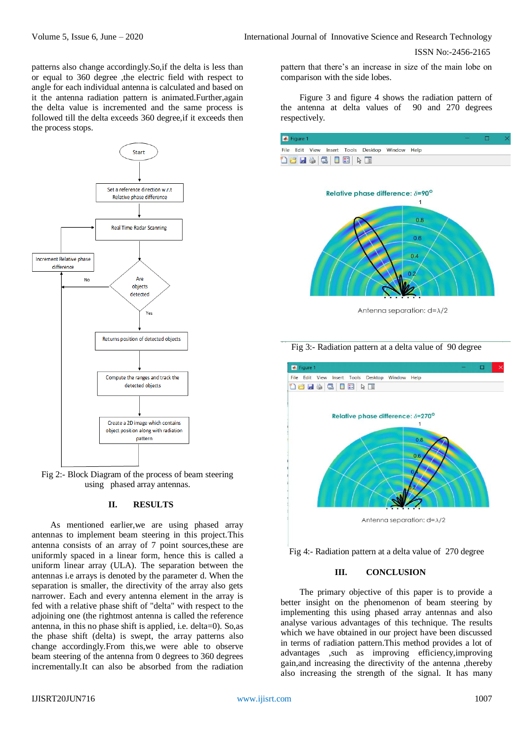patterns also change accordingly.So,if the delta is less than or equal to 360 degree ,the electric field with respect to angle for each individual antenna is calculated and based on it the antenna radiation pattern is animated.Further,again the delta value is incremented and the same process is followed till the delta exceeds 360 degree,if it exceeds then the process stops.

Fig 2:- Block Diagram of the process of beam steering using phased array antennas.

## II. RESULTS

As mentioned earlier,we are using phased array antennas to implement beam steering in this project.This antenna consists of an array of 7 point sources,these are uniformly spaced in a linear form, hence this is called a uniform linear array (ULA). The separation between the antennas i.e arrays is denoted by the parameter d. When the separation is smaller, the directivity of the array also gets narrower. Each and every antenna element in the array is fed with a relative phase shift of "delta" with respect to the adjoining one (the rightmost antenna is called the reference antenna, in this no phase shift is applied, i.e. delta=0). So,as the phase shift (delta) is swept, the array patterns also change accordingly.From this,we were able to observe beam steering of the antenna from 0 degrees to 360 degrees incrementally.It can also be absorbed from the radiation pattern that there's an increase in size of the main lobe on comparison with the side lobes.

Figure 3 and figure 4 shows the radiation pattern of the antenna at delta values of 90 and 270 degrees respectively.

Fig 3:- Radiation pattern at a delta value of 90 degree

Fig 4:- Radiation pattern at a delta value of 270 degree

## III. CONCLUSION

The primary objective of this paper is to provide a better insight on the phenomenon of beam steering by implementing this using phased array antennas and also analyse various advantages of this technique. The results which we have obtained in our project have been discussed in terms of radiation pattern.This method provides a lot of advantages ,such as improving efficiency,improving gain,and increasing the directivity of the antenna ,thereby also increasing the strength of the signal. It has many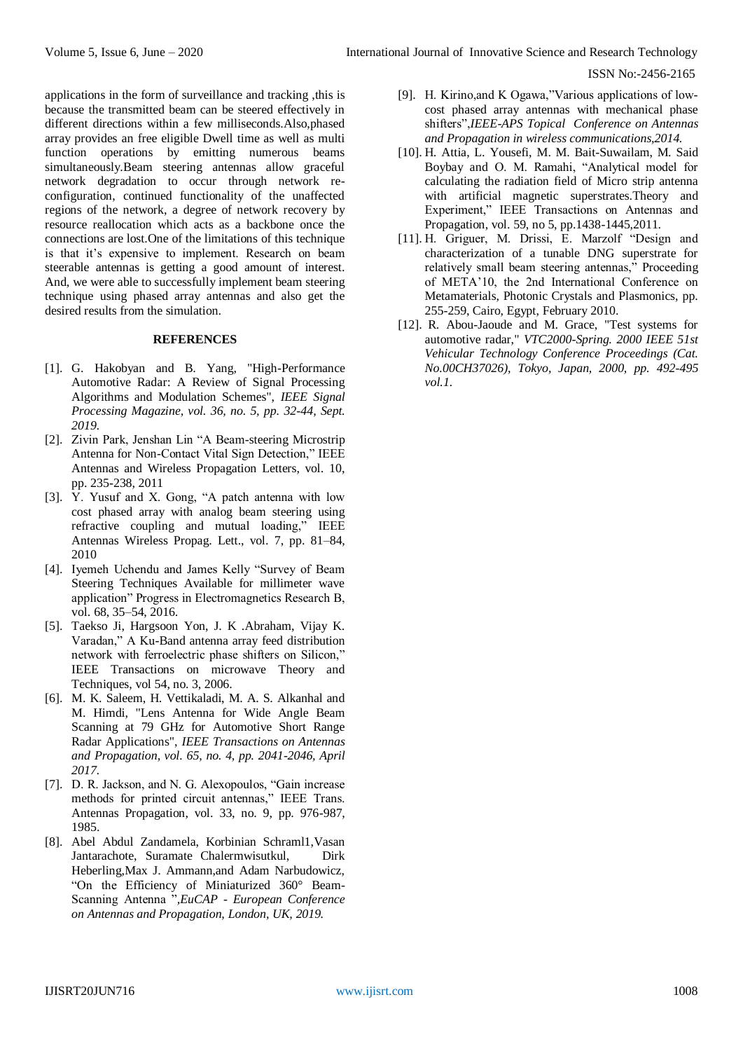applications in the form of surveillance and tracking ,this is because the transmitted beam can be steered effectively in different directions within a few milliseconds.Also,phased array provides an free eligible Dwell time as well as multi function operations by emitting numerous beams simultaneously.Beam steering antennas allow graceful network degradation to occur through network re-configuration, continued functionality of the unaffected regions of the network, a degree of network recovery by resource reallocation which acts as a backbone once the connections are lost.One of the limitations of this technique is that it's expensive to implement. Research on beam steerable antennas is getting a good amount of interest. And, we were able to successfully implement beam steering technique using phased array antennas and also get the desired results from the simulation.

**REFERENCES**

- [1]. G. Hakobyan and B. Yang, "High-Performance Automotive Radar: A Review of Signal Processing Algorithms and Modulation Schemes", *IEEE Signal Processing Magazine, vol. 36, no. 5, pp. 32-44, Sept. 2019.*
- [2]. Zivin Park, Jenshan Lin "A Beam-steering Microstrip Antenna for Non-Contact Vital Sign Detection," IEEE Antennas and Wireless Propagation Letters, vol. 10, pp. 235-238, 2011
- [3]. Y. Yusuf and X. Gong, "A patch antenna with low cost phased array with analog beam steering using refractive coupling and mutual loading," IEEE Antennas Wireless Propag. Lett., vol. 7, pp. 81–84, 2010
- [4]. Iyemeh Uchendu and James Kelly "Survey of Beam Steering Techniques Available for millimeter wave application" Progress in Electromagnetics Research B, vol. 68, 35–54, 2016.
- [5]. Taekso Ji, Hargsoon Yon, J. K .Abraham, Vijay K. Varadan," A Ku-Band antenna array feed distribution network with ferroelectric phase shifters on Silicon," IEEE Transactions on microwave Theory and Techniques, vol 54, no. 3, 2006.
- [6]. M. K. Saleem, H. Vettikaladi, M. A. S. Alkanhal and M. Himdi, "Lens Antenna for Wide Angle Beam Scanning at 79 GHz for Automotive Short Range Radar Applications", *IEEE Transactions on Antennas and Propagation, vol. 65, no. 4, pp. 2041-2046, April 2017.*
- [7]. D. R. Jackson, and N. G. Alexopoulos, "Gain increase methods for printed circuit antennas," IEEE Trans. Antennas Propagation, vol. 33, no. 9, pp. 976-987, 1985.
- [8]. Abel Abdul Zandamela, Korbinian Schraml1,Vasan Jantarachote, Suramate Chalermwisutkul, Dirk Heberling,Max J. Ammann,and Adam Narbudowicz, "On the Efficiency of Miniaturized 360° Beam-Scanning Antenna ",*EuCAP - European Conference on Antennas and Propagation, London, UK, 2019.*
- [9]. H. Kirino,and K Ogawa,"Various applications of low-cost phased array antennas with mechanical phase shifters",*IEEE-APS Topical Conference on Antennas and Propagation in wireless communications,2014.*
- [10]. H. Attia, L. Yousefi, M. M. Bait-Suwailam, M. Said Boybay and O. M. Ramahi, "Analytical model for calculating the radiation field of Micro strip antenna with artificial magnetic superstrates.Theory and Experiment," IEEE Transactions on Antennas and Propagation, vol. 59, no 5, pp.1438-1445,2011.
- [11]. H. Griguer, M. Drissi, E. Marzolf "Design and characterization of a tunable DNG superstrate for relatively small beam steering antennas," Proceeding of META'10, the 2nd International Conference on Metamaterials, Photonic Crystals and Plasmonics, pp. 255-259, Cairo, Egypt, February 2010.
- [12]. R. Abou-Jaoude and M. Grace, "Test systems for automotive radar," *VTC2000-Spring. 2000 IEEE 51st Vehicular Technology Conference Proceedings (Cat. No.00CH37026), Tokyo, Japan, 2000, pp. 492-495 vol.1.*